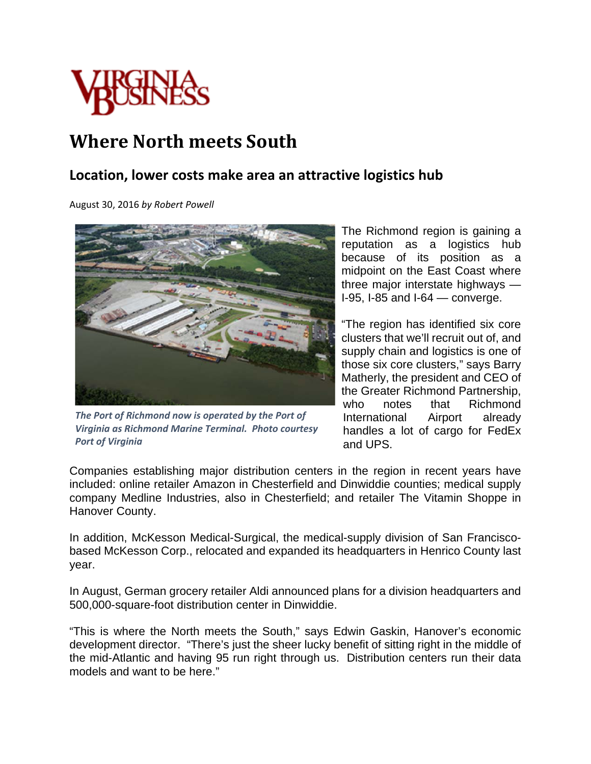# Where North meets South

## Location, lower costs make area an attractive logistics hub

August 30, 2016 *by Robert Powell*

*The Port of Richmond now is operated by the Port of Virginia as Richmond Marine Terminal. Photo courtesy Port of Virginia*

The Richmond region is gaining a reputation as a logistics hub because of its position as a midpoint on the East Coast where three major interstate highways — I-95, I-85 and I-64 — converge.

"The region has identified six core clusters that we'll recruit out of, and supply chain and logistics is one of those six core clusters," says Barry Matherly, the president and CEO of the Greater Richmond Partnership, who notes that Richmond International Airport already handles a lot of cargo for FedEx and UPS.

Companies establishing major distribution centers in the region in recent years have included: online retailer Amazon in Chesterfield and Dinwiddie counties; medical supply company Medline Industries, also in Chesterfield; and retailer The Vitamin Shoppe in Hanover County.

In addition, McKesson Medical-Surgical, the medical-supply division of San Francisco-based McKesson Corp., relocated and expanded its headquarters in Henrico County last year.

In August, German grocery retailer Aldi announced plans for a division headquarters and 500,000-square-foot distribution center in Dinwiddie.

"This is where the North meets the South," says Edwin Gaskin, Hanover's economic development director. "There's just the sheer lucky benefit of sitting right in the middle of the mid-Atlantic and having 95 run right through us. Distribution centers run their data models and want to be here."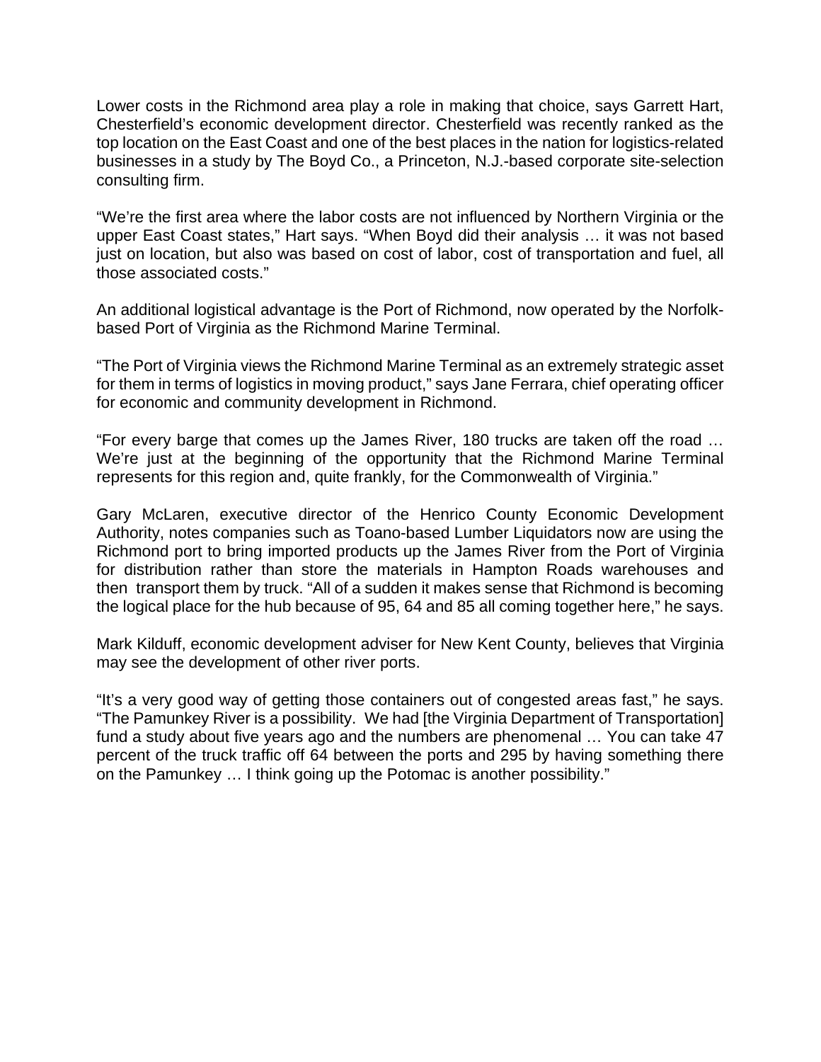Lower costs in the Richmond area play a role in making that choice, says Garrett Hart, Chesterfield's economic development director. Chesterfield was recently ranked as the top location on the East Coast and one of the best places in the nation for logistics-related businesses in a study by The Boyd Co., a Princeton, N.J.-based corporate site-selection consulting firm.

"We're the first area where the labor costs are not influenced by Northern Virginia or the upper East Coast states," Hart says. "When Boyd did their analysis … it was not based just on location, but also was based on cost of labor, cost of transportation and fuel, all those associated costs."

An additional logistical advantage is the Port of Richmond, now operated by the Norfolk-based Port of Virginia as the Richmond Marine Terminal.

"The Port of Virginia views the Richmond Marine Terminal as an extremely strategic asset for them in terms of logistics in moving product," says Jane Ferrara, chief operating officer for economic and community development in Richmond.

"For every barge that comes up the James River, 180 trucks are taken off the road … We're just at the beginning of the opportunity that the Richmond Marine Terminal represents for this region and, quite frankly, for the Commonwealth of Virginia."

Gary McLaren, executive director of the Henrico County Economic Development Authority, notes companies such as Toano-based Lumber Liquidators now are using the Richmond port to bring imported products up the James River from the Port of Virginia for distribution rather than store the materials in Hampton Roads warehouses and then transport them by truck. "All of a sudden it makes sense that Richmond is becoming the logical place for the hub because of 95, 64 and 85 all coming together here," he says.

Mark Kilduff, economic development adviser for New Kent County, believes that Virginia may see the development of other river ports.

"It's a very good way of getting those containers out of congested areas fast," he says. "The Pamunkey River is a possibility. We had [the Virginia Department of Transportation] fund a study about five years ago and the numbers are phenomenal … You can take 47 percent of the truck traffic off 64 between the ports and 295 by having something there on the Pamunkey … I think going up the Potomac is another possibility."